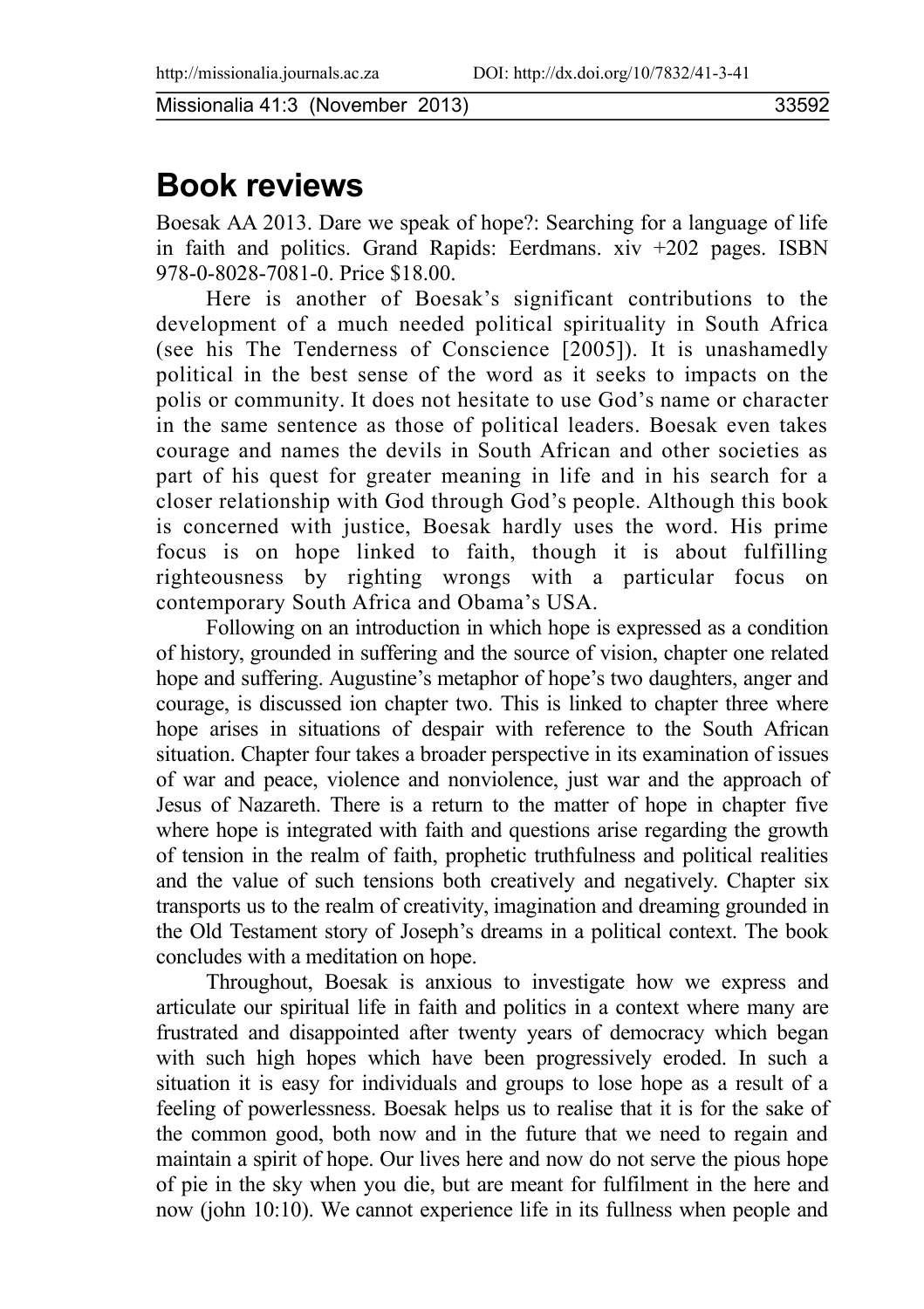# Book reviews

Boesak AA 2013. Dare we speak of hope?: Searching for a language of life in faith and politics. Grand Rapids: Eerdmans. xiv +202 pages. ISBN 978-0-8028-7081-0. Price $18.00.

Here is another of Boesak's significant contributions to the development of a much needed political spirituality in South Africa (see his The Tenderness of Conscience [2005]). It is unashamedly political in the best sense of the word as it seeks to impacts on the polis or community. It does not hesitate to use God's name or character in the same sentence as those of political leaders. Boesak even takes courage and names the devils in South African and other societies as part of his quest for greater meaning in life and in his search for a closer relationship with God through God's people. Although this book is concerned with justice, Boesak hardly uses the word. His prime focus is on hope linked to faith, though it is about fulfilling righteousness by righting wrongs with a particular focus on contemporary South Africa and Obama's USA.

Following on an introduction in which hope is expressed as a condition of history, grounded in suffering and the source of vision, chapter one related hope and suffering. Augustine's metaphor of hope's two daughters, anger and courage, is discussed ion chapter two. This is linked to chapter three where hope arises in situations of despair with reference to the South African situation. Chapter four takes a broader perspective in its examination of issues of war and peace, violence and nonviolence, just war and the approach of Jesus of Nazareth. There is a return to the matter of hope in chapter five where hope is integrated with faith and questions arise regarding the growth of tension in the realm of faith, prophetic truthfulness and political realities and the value of such tensions both creatively and negatively. Chapter six transports us to the realm of creativity, imagination and dreaming grounded in the Old Testament story of Joseph's dreams in a political context. The book concludes with a meditation on hope.

Throughout, Boesak is anxious to investigate how we express and articulate our spiritual life in faith and politics in a context where many are frustrated and disappointed after twenty years of democracy which began with such high hopes which have been progressively eroded. In such a situation it is easy for individuals and groups to lose hope as a result of a feeling of powerlessness. Boesak helps us to realise that it is for the sake of the common good, both now and in the future that we need to regain and maintain a spirit of hope. Our lives here and now do not serve the pious hope of pie in the sky when you die, but are meant for fulfilment in the here and now (john 10:10). We cannot experience life in its fullness when people and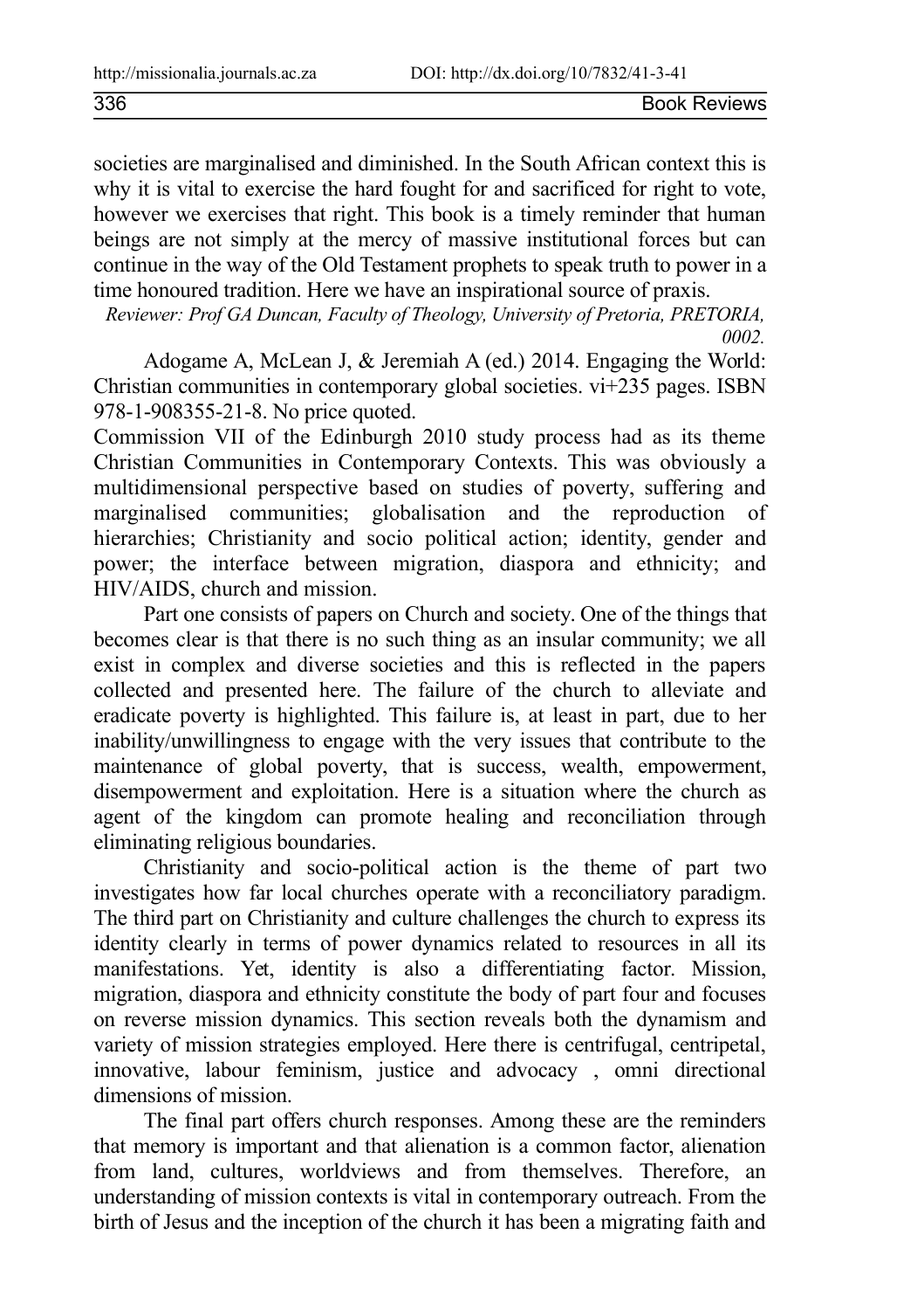societies are marginalised and diminished. In the South African context this is why it is vital to exercise the hard fought for and sacrificed for right to vote, however we exercises that right. This book is a timely reminder that human beings are not simply at the mercy of massive institutional forces but can continue in the way of the Old Testament prophets to speak truth to power in a time honoured tradition. Here we have an inspirational source of praxis.

*Reviewer: Prof GA Duncan, Faculty of Theology, University of Pretoria, PRETORIA, 0002.*

Adogame A, McLean J, & Jeremiah A (ed.) 2014. Engaging the World: Christian communities in contemporary global societies. vi+235 pages. ISBN 978-1-908355-21-8. No price quoted.

Commission VII of the Edinburgh 2010 study process had as its theme Christian Communities in Contemporary Contexts. This was obviously a multidimensional perspective based on studies of poverty, suffering and marginalised communities; globalisation and the reproduction of hierarchies; Christianity and socio political action; identity, gender and power; the interface between migration, diaspora and ethnicity; and HIV/AIDS, church and mission.

Part one consists of papers on Church and society. One of the things that becomes clear is that there is no such thing as an insular community; we all exist in complex and diverse societies and this is reflected in the papers collected and presented here. The failure of the church to alleviate and eradicate poverty is highlighted. This failure is, at least in part, due to her inability/unwillingness to engage with the very issues that contribute to the maintenance of global poverty, that is success, wealth, empowerment, disempowerment and exploitation. Here is a situation where the church as agent of the kingdom can promote healing and reconciliation through eliminating religious boundaries.

Christianity and socio-political action is the theme of part two investigates how far local churches operate with a reconciliatory paradigm. The third part on Christianity and culture challenges the church to express its identity clearly in terms of power dynamics related to resources in all its manifestations. Yet, identity is also a differentiating factor. Mission, migration, diaspora and ethnicity constitute the body of part four and focuses on reverse mission dynamics. This section reveals both the dynamism and variety of mission strategies employed. Here there is centrifugal, centripetal, innovative, labour feminism, justice and advocacy , omni directional dimensions of mission.

The final part offers church responses. Among these are the reminders that memory is important and that alienation is a common factor, alienation from land, cultures, worldviews and from themselves. Therefore, an understanding of mission contexts is vital in contemporary outreach. From the birth of Jesus and the inception of the church it has been a migrating faith and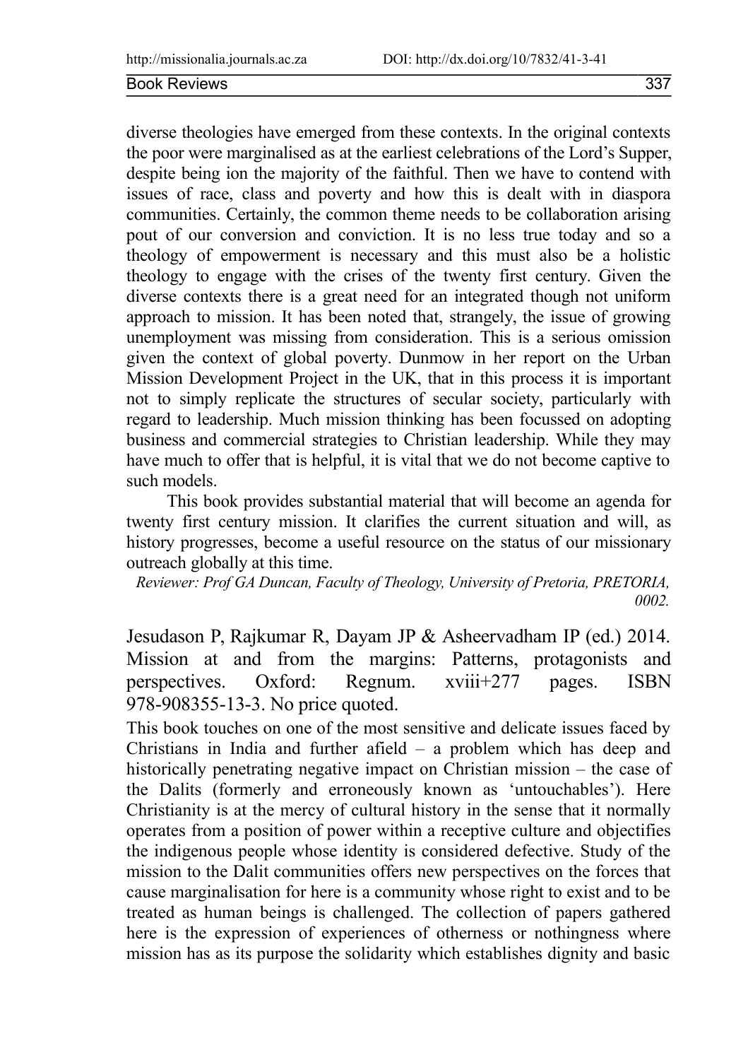diverse theologies have emerged from these contexts. In the original contexts the poor were marginalised as at the earliest celebrations of the Lord's Supper, despite being ion the majority of the faithful. Then we have to contend with issues of race, class and poverty and how this is dealt with in diaspora communities. Certainly, the common theme needs to be collaboration arising pout of our conversion and conviction. It is no less true today and so a theology of empowerment is necessary and this must also be a holistic theology to engage with the crises of the twenty first century. Given the diverse contexts there is a great need for an integrated though not uniform approach to mission. It has been noted that, strangely, the issue of growing unemployment was missing from consideration. This is a serious omission given the context of global poverty. Dunmow in her report on the Urban Mission Development Project in the UK, that in this process it is important not to simply replicate the structures of secular society, particularly with regard to leadership. Much mission thinking has been focussed on adopting business and commercial strategies to Christian leadership. While they may have much to offer that is helpful, it is vital that we do not become captive to such models.

This book provides substantial material that will become an agenda for twenty first century mission. It clarifies the current situation and will, as history progresses, become a useful resource on the status of our missionary outreach globally at this time.

*Reviewer: Prof GA Duncan, Faculty of Theology, University of Pretoria, PRETORIA, 0002.*

Jesudason P, Rajkumar R, Dayam JP & Asheervadham IP (ed.) 2014. Mission at and from the margins: Patterns, protagonists and perspectives. Oxford: Regnum. xviii+277 pages. ISBN 978-908355-13-3. No price quoted.

This book touches on one of the most sensitive and delicate issues faced by Christians in India and further afield – a problem which has deep and historically penetrating negative impact on Christian mission – the case of the Dalits (formerly and erroneously known as 'untouchables'). Here Christianity is at the mercy of cultural history in the sense that it normally operates from a position of power within a receptive culture and objectifies the indigenous people whose identity is considered defective. Study of the mission to the Dalit communities offers new perspectives on the forces that cause marginalisation for here is a community whose right to exist and to be treated as human beings is challenged. The collection of papers gathered here is the expression of experiences of otherness or nothingness where mission has as its purpose the solidarity which establishes dignity and basic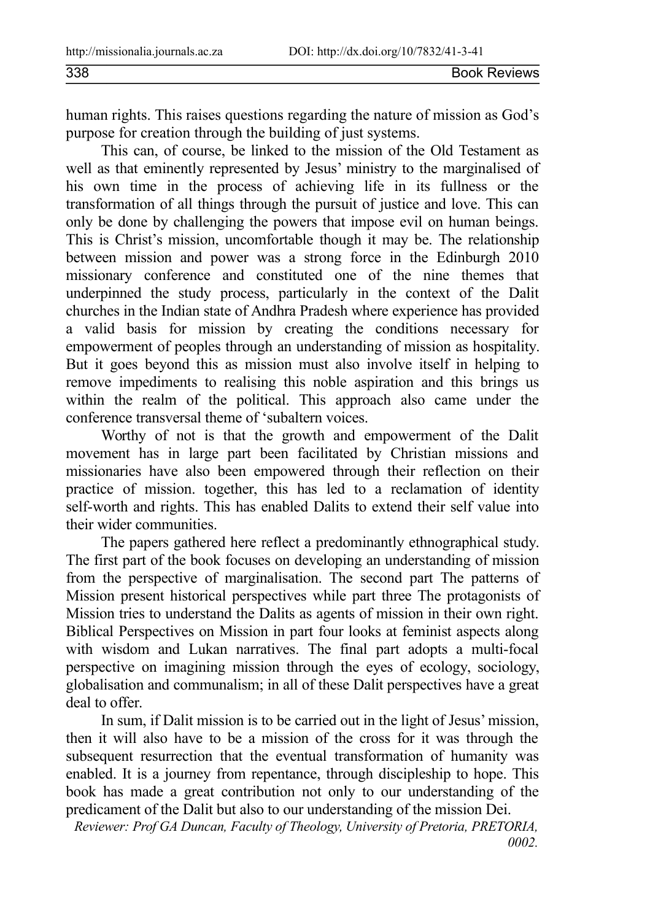human rights. This raises questions regarding the nature of mission as God's purpose for creation through the building of just systems.

This can, of course, be linked to the mission of the Old Testament as well as that eminently represented by Jesus' ministry to the marginalised of his own time in the process of achieving life in its fullness or the transformation of all things through the pursuit of justice and love. This can only be done by challenging the powers that impose evil on human beings. This is Christ's mission, uncomfortable though it may be. The relationship between mission and power was a strong force in the Edinburgh 2010 missionary conference and constituted one of the nine themes that underpinned the study process, particularly in the context of the Dalit churches in the Indian state of Andhra Pradesh where experience has provided a valid basis for mission by creating the conditions necessary for empowerment of peoples through an understanding of mission as hospitality. But it goes beyond this as mission must also involve itself in helping to remove impediments to realising this noble aspiration and this brings us within the realm of the political. This approach also came under the conference transversal theme of 'subaltern voices.

Worthy of not is that the growth and empowerment of the Dalit movement has in large part been facilitated by Christian missions and missionaries have also been empowered through their reflection on their practice of mission. together, this has led to a reclamation of identity self-worth and rights. This has enabled Dalits to extend their self value into their wider communities.

The papers gathered here reflect a predominantly ethnographical study. The first part of the book focuses on developing an understanding of mission from the perspective of marginalisation. The second part The patterns of Mission present historical perspectives while part three The protagonists of Mission tries to understand the Dalits as agents of mission in their own right. Biblical Perspectives on Mission in part four looks at feminist aspects along with wisdom and Lukan narratives. The final part adopts a multi-focal perspective on imagining mission through the eyes of ecology, sociology, globalisation and communalism; in all of these Dalit perspectives have a great deal to offer.

In sum, if Dalit mission is to be carried out in the light of Jesus' mission, then it will also have to be a mission of the cross for it was through the subsequent resurrection that the eventual transformation of humanity was enabled. It is a journey from repentance, through discipleship to hope. This book has made a great contribution not only to our understanding of the predicament of the Dalit but also to our understanding of the mission Dei.

*Reviewer: Prof GA Duncan, Faculty of Theology, University of Pretoria, PRETORIA, 0002.*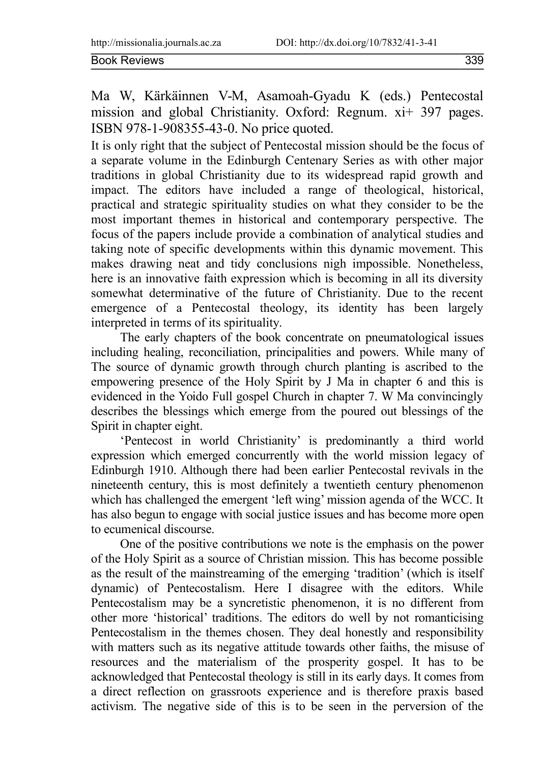Ma W, Kärkäinnen V-M, Asamoah-Gyadu K (eds.) Pentecostal mission and global Christianity. Oxford: Regnum. xi+ 397 pages. ISBN 978-1-908355-43-0. No price quoted.

It is only right that the subject of Pentecostal mission should be the focus of a separate volume in the Edinburgh Centenary Series as with other major traditions in global Christianity due to its widespread rapid growth and impact. The editors have included a range of theological, historical, practical and strategic spirituality studies on what they consider to be the most important themes in historical and contemporary perspective. The focus of the papers include provide a combination of analytical studies and taking note of specific developments within this dynamic movement. This makes drawing neat and tidy conclusions nigh impossible. Nonetheless, here is an innovative faith expression which is becoming in all its diversity somewhat determinative of the future of Christianity. Due to the recent emergence of a Pentecostal theology, its identity has been largely interpreted in terms of its spirituality.

The early chapters of the book concentrate on pneumatological issues including healing, reconciliation, principalities and powers. While many of The source of dynamic growth through church planting is ascribed to the empowering presence of the Holy Spirit by J Ma in chapter 6 and this is evidenced in the Yoido Full gospel Church in chapter 7. W Ma convincingly describes the blessings which emerge from the poured out blessings of the Spirit in chapter eight.

'Pentecost in world Christianity' is predominantly a third world expression which emerged concurrently with the world mission legacy of Edinburgh 1910. Although there had been earlier Pentecostal revivals in the nineteenth century, this is most definitely a twentieth century phenomenon which has challenged the emergent 'left wing' mission agenda of the WCC. It has also begun to engage with social justice issues and has become more open to ecumenical discourse.

One of the positive contributions we note is the emphasis on the power of the Holy Spirit as a source of Christian mission. This has become possible as the result of the mainstreaming of the emerging 'tradition' (which is itself dynamic) of Pentecostalism. Here I disagree with the editors. While Pentecostalism may be a syncretistic phenomenon, it is no different from other more 'historical' traditions. The editors do well by not romanticising Pentecostalism in the themes chosen. They deal honestly and responsibility with matters such as its negative attitude towards other faiths, the misuse of resources and the materialism of the prosperity gospel. It has to be acknowledged that Pentecostal theology is still in its early days. It comes from a direct reflection on grassroots experience and is therefore praxis based activism. The negative side of this is to be seen in the perversion of the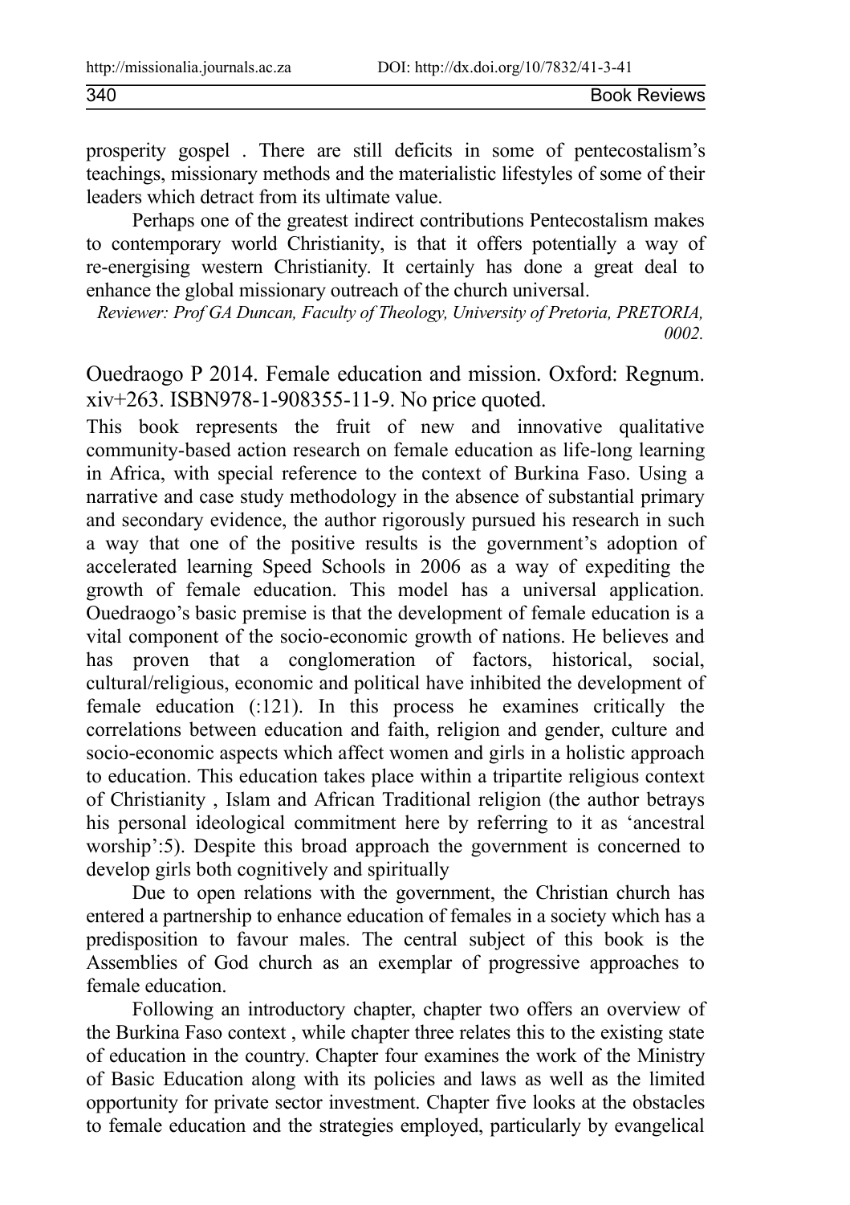prosperity gospel . There are still deficits in some of pentecostalism's teachings, missionary methods and the materialistic lifestyles of some of their leaders which detract from its ultimate value.

Perhaps one of the greatest indirect contributions Pentecostalism makes to contemporary world Christianity, is that it offers potentially a way of re-energising western Christianity. It certainly has done a great deal to enhance the global missionary outreach of the church universal.

*Reviewer: Prof GA Duncan, Faculty of Theology, University of Pretoria, PRETORIA, 0002.*

Ouedraogo P 2014. Female education and mission. Oxford: Regnum. xiv+263. ISBN978-1-908355-11-9. No price quoted.

This book represents the fruit of new and innovative qualitative community-based action research on female education as life-long learning in Africa, with special reference to the context of Burkina Faso. Using a narrative and case study methodology in the absence of substantial primary and secondary evidence, the author rigorously pursued his research in such a way that one of the positive results is the government's adoption of accelerated learning Speed Schools in 2006 as a way of expediting the growth of female education. This model has a universal application. Ouedraogo's basic premise is that the development of female education is a vital component of the socio-economic growth of nations. He believes and has proven that a conglomeration of factors, historical, social, cultural/religious, economic and political have inhibited the development of female education (:121). In this process he examines critically the correlations between education and faith, religion and gender, culture and socio-economic aspects which affect women and girls in a holistic approach to education. This education takes place within a tripartite religious context of Christianity , Islam and African Traditional religion (the author betrays his personal ideological commitment here by referring to it as 'ancestral worship':5). Despite this broad approach the government is concerned to develop girls both cognitively and spiritually

Due to open relations with the government, the Christian church has entered a partnership to enhance education of females in a society which has a predisposition to favour males. The central subject of this book is the Assemblies of God church as an exemplar of progressive approaches to female education.

Following an introductory chapter, chapter two offers an overview of the Burkina Faso context , while chapter three relates this to the existing state of education in the country. Chapter four examines the work of the Ministry of Basic Education along with its policies and laws as well as the limited opportunity for private sector investment. Chapter five looks at the obstacles to female education and the strategies employed, particularly by evangelical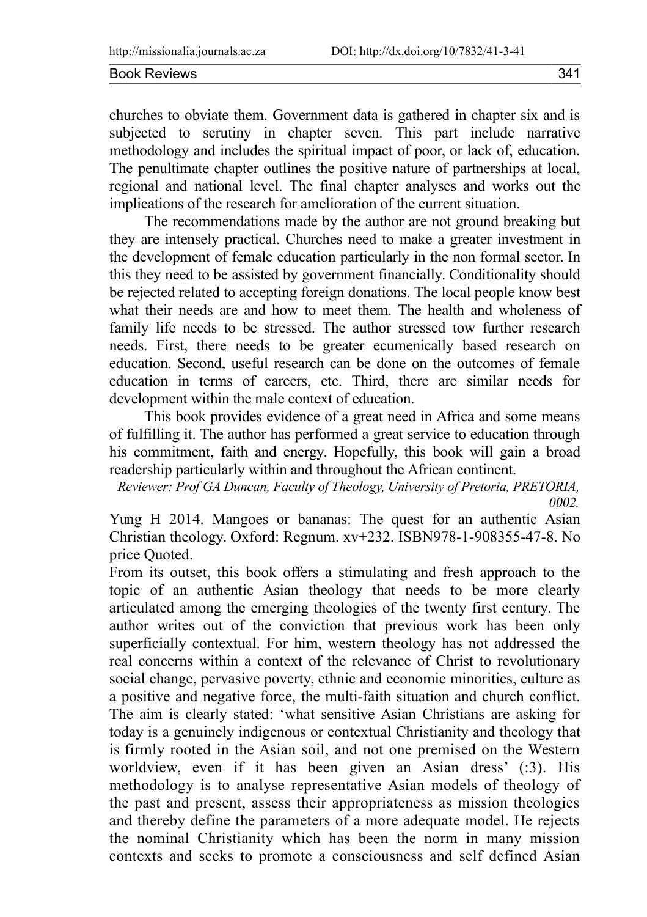churches to obviate them. Government data is gathered in chapter six and is subjected to scrutiny in chapter seven. This part include narrative methodology and includes the spiritual impact of poor, or lack of, education. The penultimate chapter outlines the positive nature of partnerships at local, regional and national level. The final chapter analyses and works out the implications of the research for amelioration of the current situation.

The recommendations made by the author are not ground breaking but they are intensely practical. Churches need to make a greater investment in the development of female education particularly in the non formal sector. In this they need to be assisted by government financially. Conditionality should be rejected related to accepting foreign donations. The local people know best what their needs are and how to meet them. The health and wholeness of family life needs to be stressed. The author stressed tow further research needs. First, there needs to be greater ecumenically based research on education. Second, useful research can be done on the outcomes of female education in terms of careers, etc. Third, there are similar needs for development within the male context of education.

This book provides evidence of a great need in Africa and some means of fulfilling it. The author has performed a great service to education through his commitment, faith and energy. Hopefully, this book will gain a broad readership particularly within and throughout the African continent.

*Reviewer: Prof GA Duncan, Faculty of Theology, University of Pretoria, PRETORIA, 0002.*

Yung H 2014. Mangoes or bananas: The quest for an authentic Asian Christian theology. Oxford: Regnum. xv+232. ISBN978-1-908355-47-8. No price Quoted.

From its outset, this book offers a stimulating and fresh approach to the topic of an authentic Asian theology that needs to be more clearly articulated among the emerging theologies of the twenty first century. The author writes out of the conviction that previous work has been only superficially contextual. For him, western theology has not addressed the real concerns within a context of the relevance of Christ to revolutionary social change, pervasive poverty, ethnic and economic minorities, culture as a positive and negative force, the multi-faith situation and church conflict. The aim is clearly stated: 'what sensitive Asian Christians are asking for today is a genuinely indigenous or contextual Christianity and theology that is firmly rooted in the Asian soil, and not one premised on the Western worldview, even if it has been given an Asian dress' (:3). His methodology is to analyse representative Asian models of theology of the past and present, assess their appropriateness as mission theologies and thereby define the parameters of a more adequate model. He rejects the nominal Christianity which has been the norm in many mission contexts and seeks to promote a consciousness and self defined Asian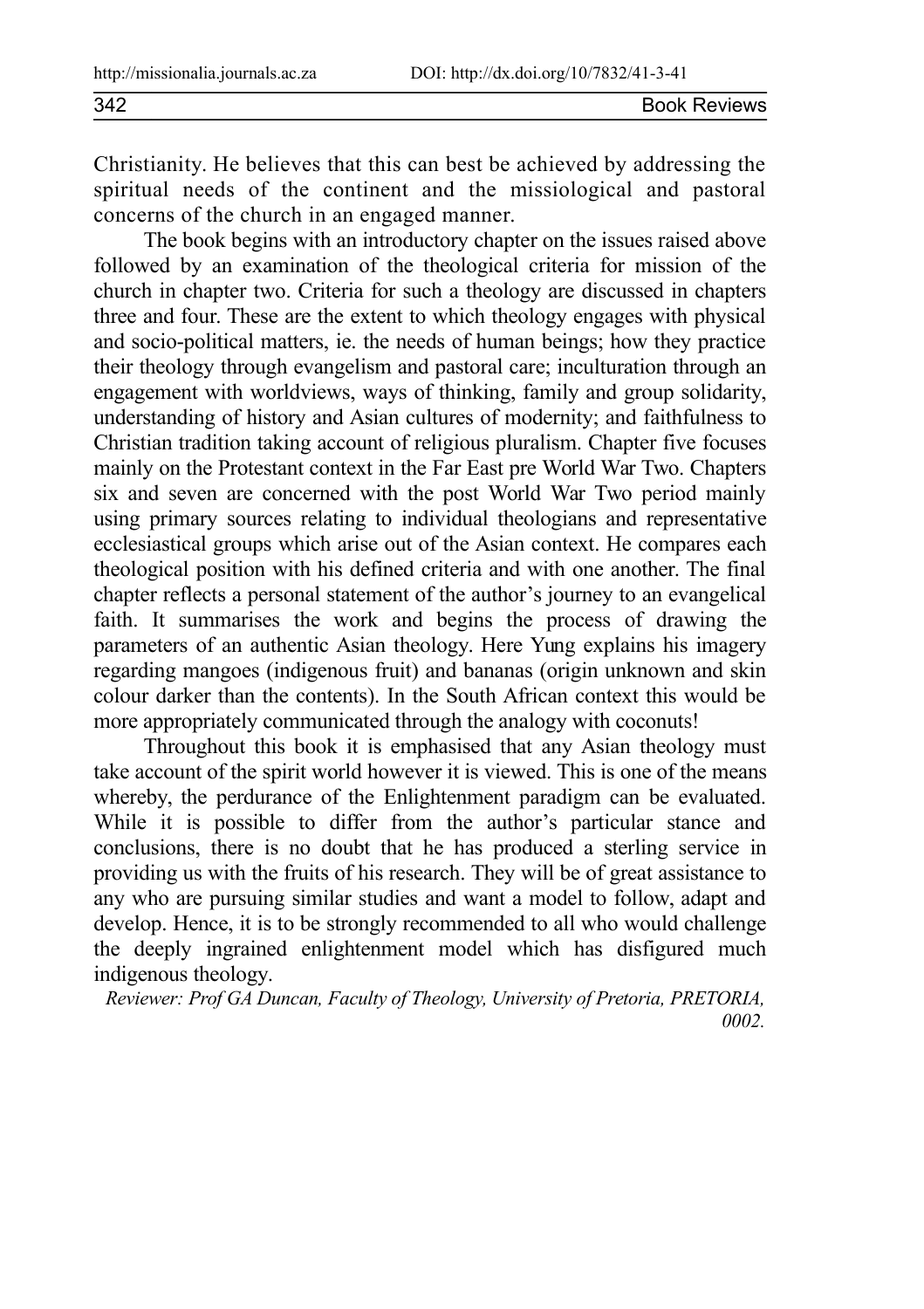Christianity. He believes that this can best be achieved by addressing the spiritual needs of the continent and the missiological and pastoral concerns of the church in an engaged manner.

The book begins with an introductory chapter on the issues raised above followed by an examination of the theological criteria for mission of the church in chapter two. Criteria for such a theology are discussed in chapters three and four. These are the extent to which theology engages with physical and socio-political matters, ie. the needs of human beings; how they practice their theology through evangelism and pastoral care; inculturation through an engagement with worldviews, ways of thinking, family and group solidarity, understanding of history and Asian cultures of modernity; and faithfulness to Christian tradition taking account of religious pluralism. Chapter five focuses mainly on the Protestant context in the Far East pre World War Two. Chapters six and seven are concerned with the post World War Two period mainly using primary sources relating to individual theologians and representative ecclesiastical groups which arise out of the Asian context. He compares each theological position with his defined criteria and with one another. The final chapter reflects a personal statement of the author's journey to an evangelical faith. It summarises the work and begins the process of drawing the parameters of an authentic Asian theology. Here Yung explains his imagery regarding mangoes (indigenous fruit) and bananas (origin unknown and skin colour darker than the contents). In the South African context this would be more appropriately communicated through the analogy with coconuts!

Throughout this book it is emphasised that any Asian theology must take account of the spirit world however it is viewed. This is one of the means whereby, the perdurance of the Enlightenment paradigm can be evaluated. While it is possible to differ from the author's particular stance and conclusions, there is no doubt that he has produced a sterling service in providing us with the fruits of his research. They will be of great assistance to any who are pursuing similar studies and want a model to follow, adapt and develop. Hence, it is to be strongly recommended to all who would challenge the deeply ingrained enlightenment model which has disfigured much indigenous theology.

*Reviewer: Prof GA Duncan, Faculty of Theology, University of Pretoria, PRETORIA, 0002.*